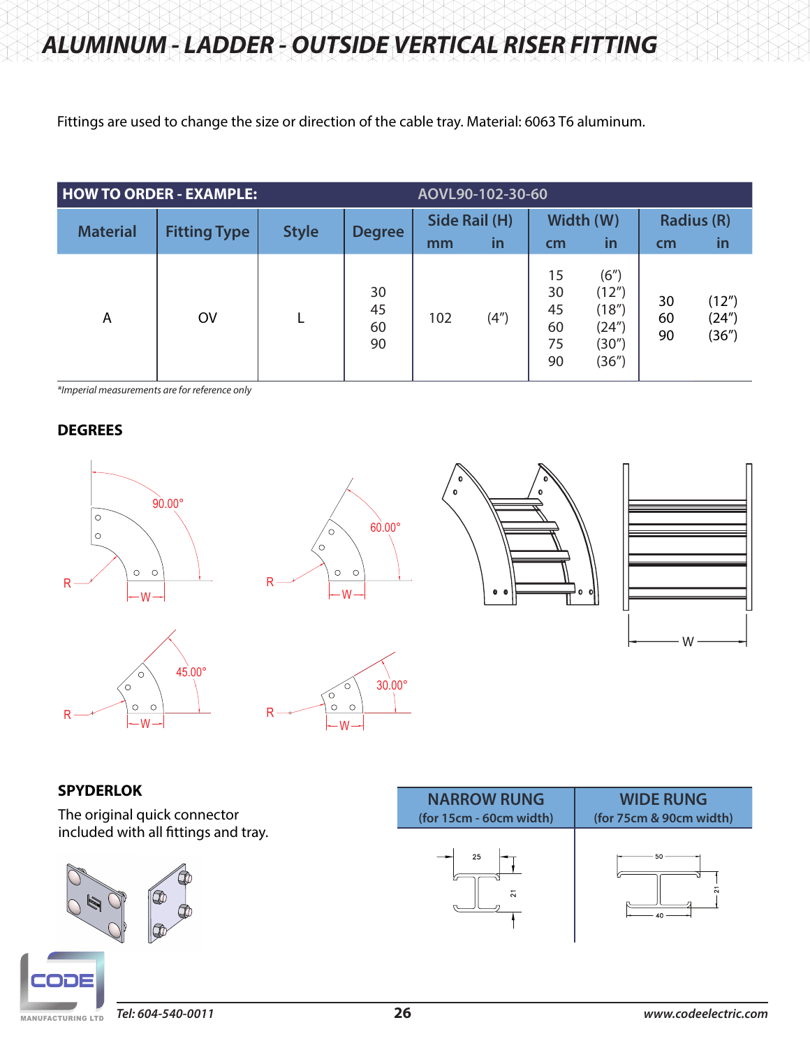# ALUMINUM - LADDER - OUTSIDE VERTICAL RISER FITTING

Fittings are used to change the size or direction of the cable tray. Material: 6063 T6 aluminum.

| HOW TO ORDER - EXAMPLE: | | AOVL90-102-30-60 | | | | | | | |
|---|---|---|---|---|---|---|---|---|---|
| Material | Fitting Type | Style | Degree | Side Rail (H) | | Width (W) | | Radius (R) | |
| | | | | mm | in | cm | in | cm | in |
| A | OV | L | 30<br>45<br>60<br>90 | 102 | (4″) | 15<br>30<br>45<br>60<br>75<br>90 | (6″)<br>(12″)<br>(18″)<br>(24″)<br>(30″)<br>(36″) | 30<br>60<br>90 | (12″)<br>(24″)<br>(36″) |

*\*Imperial measurements are for reference only*

**DEGREES**

90.00° R W

60.00° R W

45.00° R W

30.00° R W

W

**SPYDERLOK**

The original quick connector included with all fittings and tray.

| NARROW RUNG (for 15cm - 60cm width) | WIDE RUNG (for 75cm & 90cm width) |
|---|---|
| 25, 21 | 50, 21, 40 |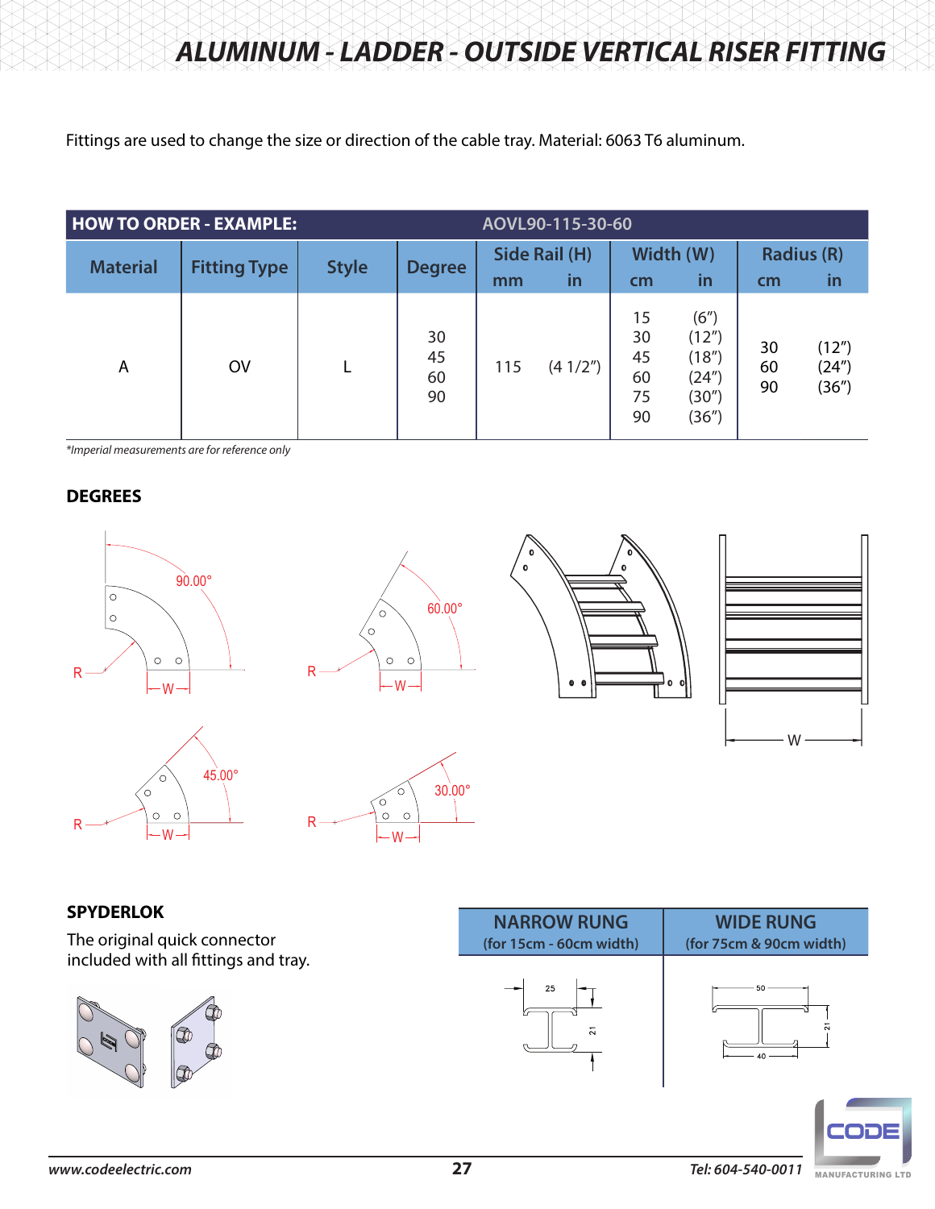# ALUMINUM - LADDER - OUTSIDE VERTICAL RISER FITTING

Fittings are used to change the size or direction of the cable tray. Material: 6063 T6 aluminum.

| HOW TO ORDER - EXAMPLE: | AOVL90-115-30-60 | | | | | | | | | |
|---|---|---|---|---|---|---|---|---|---|---|
| Material | Fitting Type | Style | Degree | Side Rail (H) | | Width (W) | | Radius (R) | | |
| | | | | mm | in | cm | in | cm | in | |
| A | OV | L | 30<br>45<br>60<br>90 | 115 | (4 1/2″) | 15<br>30<br>45<br>60<br>75<br>90 | (6″)<br>(12″)<br>(18″)<br>(24″)<br>(30″)<br>(36″) | 30<br>60<br>90 | (12″)<br>(24″)<br>(36″) | |

*\*Imperial measurements are for reference only*

## DEGREES

90.00° — R — W

60.00° — R — W

45.00° — R — W

30.00° — R — W

W

## SPYDERLOK

The original quick connector included with all fittings and tray.

| NARROW RUNG (for 15cm - 60cm width) | WIDE RUNG (for 75cm & 90cm width) |
|---|---|
| 25, 21 | 50, 21, 40 |

www.codeelectric.com | Tel: 604-540-0011

CODE MANUFACTURING LTD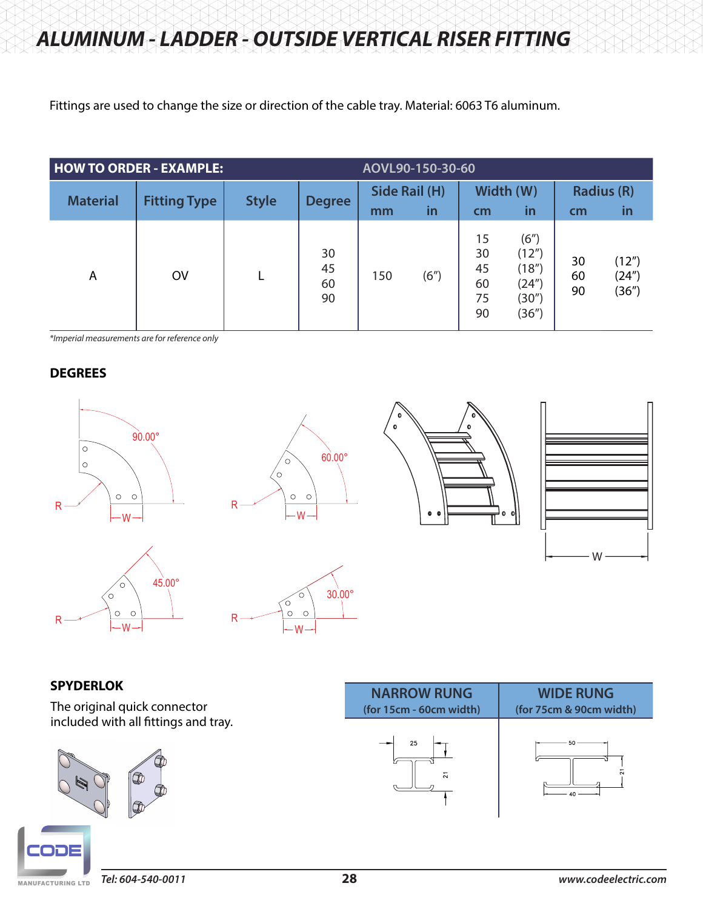# ALUMINUM - LADDER - OUTSIDE VERTICAL RISER FITTING

Fittings are used to change the size or direction of the cable tray. Material: 6063 T6 aluminum.

| HOW TO ORDER - EXAMPLE: | | | AOVL90-150-30-60 | | | | | | |
|---|---|---|---|---|---|---|---|---|---|
| Material | Fitting Type | Style | Degree | Side Rail (H) | | Width (W) | | Radius (R) | |
| | | | | mm | in | cm | in | cm | in |
| A | OV | L | 30<br>45<br>60<br>90 | 150 | (6″) | 15<br>30<br>45<br>60<br>75<br>90 | (6″)<br>(12″)<br>(18″)<br>(24″)<br>(30″)<br>(36″) | 30<br>60<br>90 | (12″)<br>(24″)<br>(36″) |

*Imperial measurements are for reference only*

**DEGREES**

90.00°
R
W

60.00°
R
W

45.00°
R
W

30.00°
R
W

W

**SPYDERLOK**

The original quick connector included with all fittings and tray.

| NARROW RUNG (for 15cm - 60cm width) | WIDE RUNG (for 75cm & 90cm width) |
|---|---|
| 25<br>21 | 50<br>21<br>40 |

Tel: 604-540-0011

www.codeelectric.com